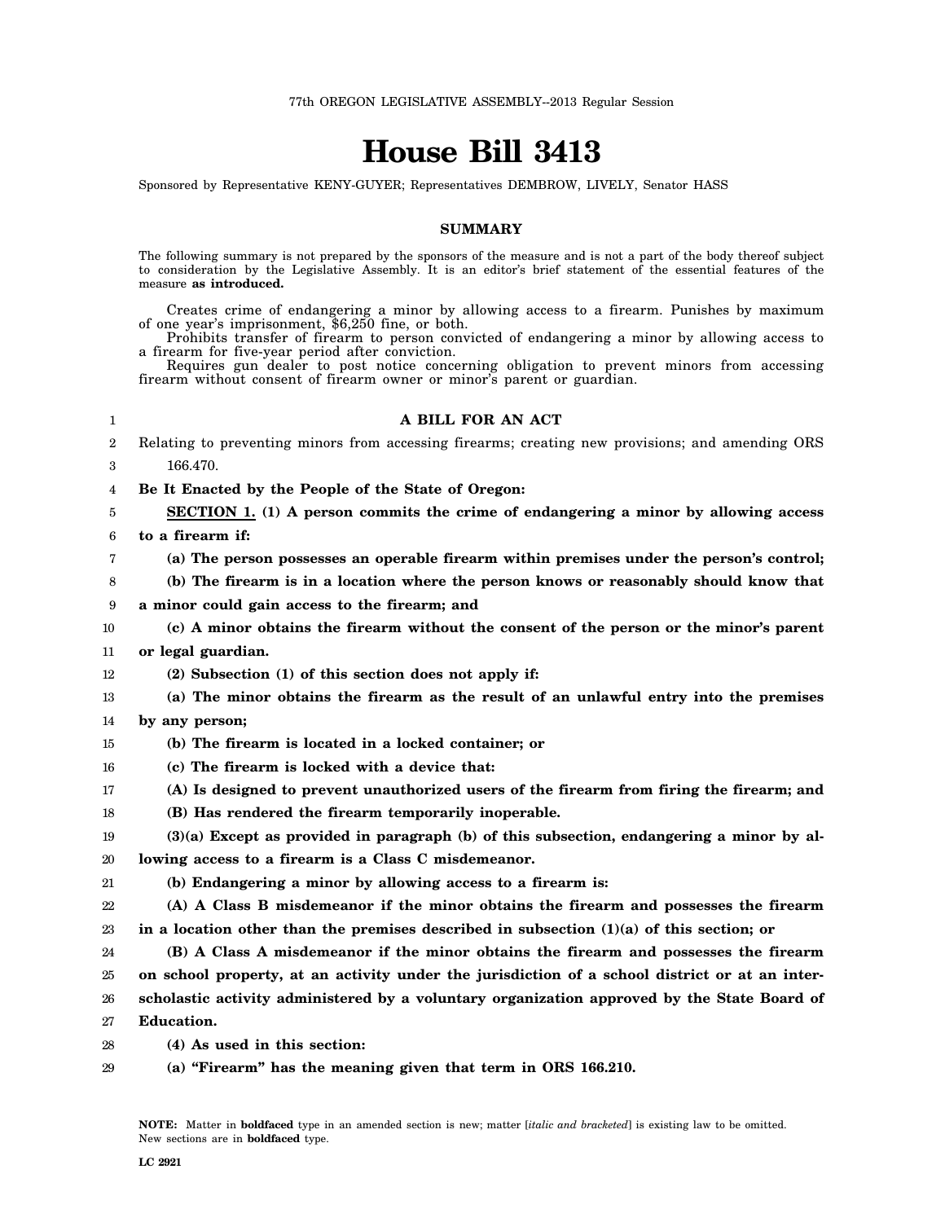77th OREGON LEGISLATIVE ASSEMBLY--2013 Regular Session

# House Bill 3413

Sponsored by Representative KENY-GUYER; Representatives DEMBROW, LIVELY, Senator HASS

## SUMMARY

The following summary is not prepared by the sponsors of the measure and is not a part of the body thereof subject to consideration by the Legislative Assembly. It is an editor's brief statement of the essential features of the measure **as introduced.**

Creates crime of endangering a minor by allowing access to a firearm. Punishes by maximum of one year's imprisonment, $6,250 fine, or both.

Prohibits transfer of firearm to person convicted of endangering a minor by allowing access to a firearm for five-year period after conviction.

Requires gun dealer to post notice concerning obligation to prevent minors from accessing firearm without consent of firearm owner or minor's parent or guardian.

**A BILL FOR AN ACT**

Relating to preventing minors from accessing firearms; creating new provisions; and amending ORS 166.470.

**Be It Enacted by the People of the State of Oregon:**

**SECTION 1. (1) A person commits the crime of endangering a minor by allowing access to a firearm if:**

**(a) The person possesses an operable firearm within premises under the person's control;**

**(b) The firearm is in a location where the person knows or reasonably should know that a minor could gain access to the firearm; and**

**(c) A minor obtains the firearm without the consent of the person or the minor's parent or legal guardian.**

**(2) Subsection (1) of this section does not apply if:**

**(a) The minor obtains the firearm as the result of an unlawful entry into the premises by any person;**

**(b) The firearm is located in a locked container; or**

**(c) The firearm is locked with a device that:**

**(A) Is designed to prevent unauthorized users of the firearm from firing the firearm; and**

**(B) Has rendered the firearm temporarily inoperable.**

**(3)(a) Except as provided in paragraph (b) of this subsection, endangering a minor by allowing access to a firearm is a Class C misdemeanor.**

**(b) Endangering a minor by allowing access to a firearm is:**

**(A) A Class B misdemeanor if the minor obtains the firearm and possesses the firearm in a location other than the premises described in subsection (1)(a) of this section; or**

**(B) A Class A misdemeanor if the minor obtains the firearm and possesses the firearm on school property, at an activity under the jurisdiction of a school district or at an interscholastic activity administered by a voluntary organization approved by the State Board of Education.**

**(4) As used in this section:**

**(a) "Firearm" has the meaning given that term in ORS 166.210.**

**NOTE:** Matter in **boldfaced** type in an amended section is new; matter [*italic and bracketed*] is existing law to be omitted. New sections are in **boldfaced** type.

**LC 2921**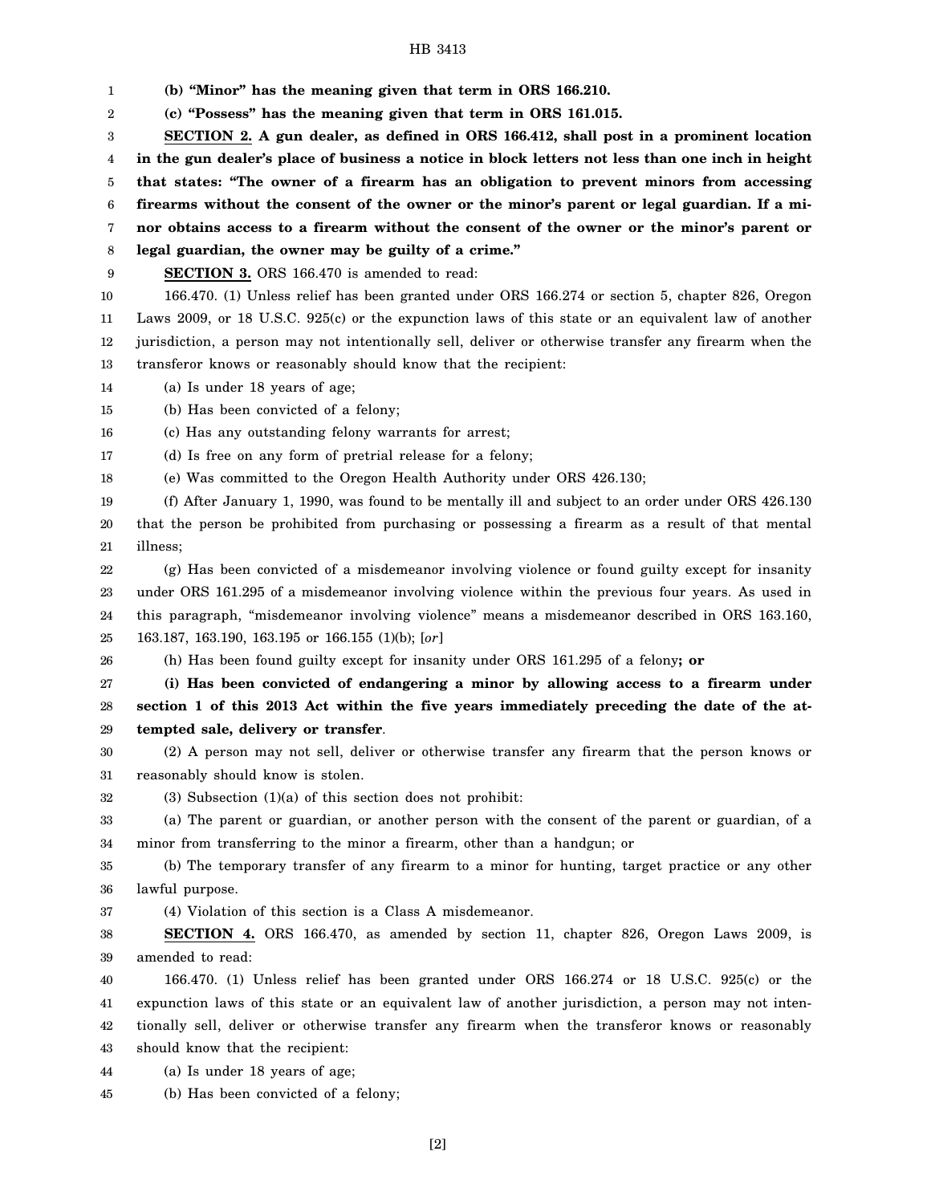**(b) "Minor" has the meaning given that term in ORS 166.210.**

**(c) "Possess" has the meaning given that term in ORS 161.015.**

**SECTION 2. A gun dealer, as defined in ORS 166.412, shall post in a prominent location in the gun dealer's place of business a notice in block letters not less than one inch in height that states: "The owner of a firearm has an obligation to prevent minors from accessing firearms without the consent of the owner or the minor's parent or legal guardian. If a minor obtains access to a firearm without the consent of the owner or the minor's parent or legal guardian, the owner may be guilty of a crime."**

**SECTION 3.** ORS 166.470 is amended to read:

166.470. (1) Unless relief has been granted under ORS 166.274 or section 5, chapter 826, Oregon Laws 2009, or 18 U.S.C. 925(c) or the expunction laws of this state or an equivalent law of another jurisdiction, a person may not intentionally sell, deliver or otherwise transfer any firearm when the transferor knows or reasonably should know that the recipient:

(a) Is under 18 years of age;

(b) Has been convicted of a felony;

(c) Has any outstanding felony warrants for arrest;

(d) Is free on any form of pretrial release for a felony;

(e) Was committed to the Oregon Health Authority under ORS 426.130;

(f) After January 1, 1990, was found to be mentally ill and subject to an order under ORS 426.130 that the person be prohibited from purchasing or possessing a firearm as a result of that mental illness;

(g) Has been convicted of a misdemeanor involving violence or found guilty except for insanity under ORS 161.295 of a misdemeanor involving violence within the previous four years. As used in this paragraph, "misdemeanor involving violence" means a misdemeanor described in ORS 163.160, 163.187, 163.190, 163.195 or 166.155 (1)(b); [*or*]

(h) Has been found guilty except for insanity under ORS 161.295 of a felony**; or**

**(i) Has been convicted of endangering a minor by allowing access to a firearm under section 1 of this 2013 Act within the five years immediately preceding the date of the attempted sale, delivery or transfer**.

(2) A person may not sell, deliver or otherwise transfer any firearm that the person knows or reasonably should know is stolen.

(3) Subsection (1)(a) of this section does not prohibit:

(a) The parent or guardian, or another person with the consent of the parent or guardian, of a minor from transferring to the minor a firearm, other than a handgun; or

(b) The temporary transfer of any firearm to a minor for hunting, target practice or any other lawful purpose.

(4) Violation of this section is a Class A misdemeanor.

**SECTION 4.** ORS 166.470, as amended by section 11, chapter 826, Oregon Laws 2009, is amended to read:

166.470. (1) Unless relief has been granted under ORS 166.274 or 18 U.S.C. 925(c) or the expunction laws of this state or an equivalent law of another jurisdiction, a person may not intentionally sell, deliver or otherwise transfer any firearm when the transferor knows or reasonably should know that the recipient:

(a) Is under 18 years of age;

(b) Has been convicted of a felony;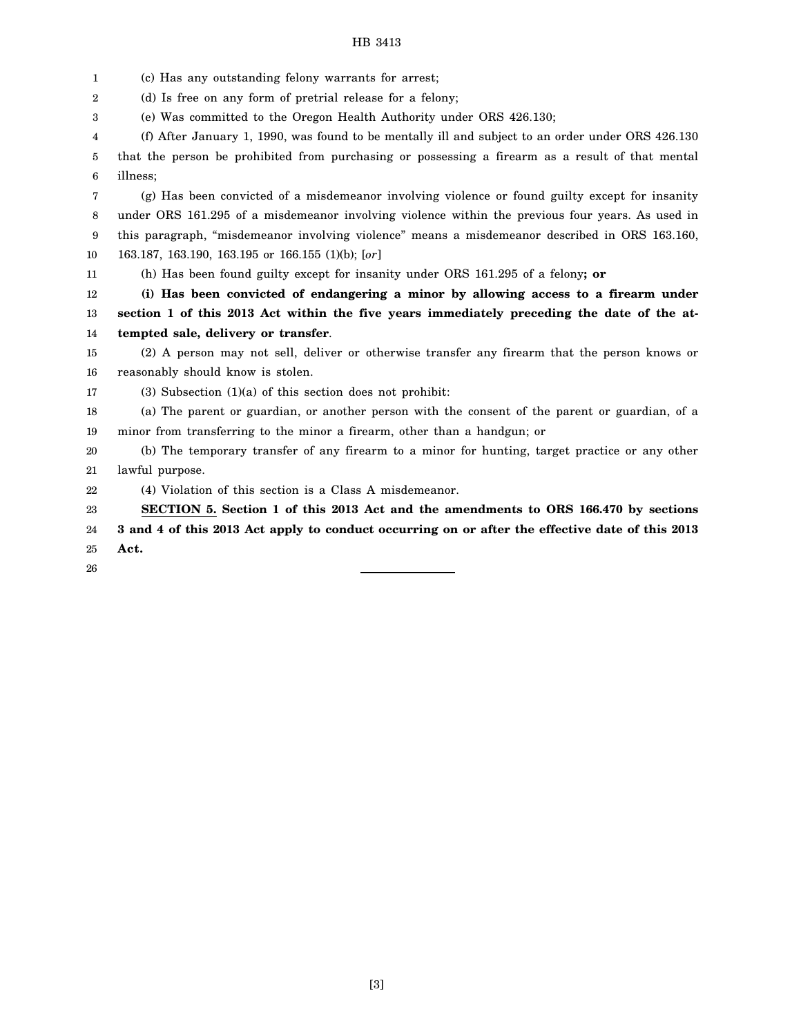(c) Has any outstanding felony warrants for arrest;

(d) Is free on any form of pretrial release for a felony;

(e) Was committed to the Oregon Health Authority under ORS 426.130;

(f) After January 1, 1990, was found to be mentally ill and subject to an order under ORS 426.130 that the person be prohibited from purchasing or possessing a firearm as a result of that mental illness;

(g) Has been convicted of a misdemeanor involving violence or found guilty except for insanity under ORS 161.295 of a misdemeanor involving violence within the previous four years. As used in this paragraph, "misdemeanor involving violence" means a misdemeanor described in ORS 163.160, 163.187, 163.190, 163.195 or 166.155 (1)(b); [*or*]

(h) Has been found guilty except for insanity under ORS 161.295 of a felony**; or**

**(i) Has been convicted of endangering a minor by allowing access to a firearm under section 1 of this 2013 Act within the five years immediately preceding the date of the attempted sale, delivery or transfer**.

(2) A person may not sell, deliver or otherwise transfer any firearm that the person knows or reasonably should know is stolen.

(3) Subsection (1)(a) of this section does not prohibit:

(a) The parent or guardian, or another person with the consent of the parent or guardian, of a minor from transferring to the minor a firearm, other than a handgun; or

(b) The temporary transfer of any firearm to a minor for hunting, target practice or any other lawful purpose.

(4) Violation of this section is a Class A misdemeanor.

**SECTION 5. Section 1 of this 2013 Act and the amendments to ORS 166.470 by sections 3 and 4 of this 2013 Act apply to conduct occurring on or after the effective date of this 2013 Act.**